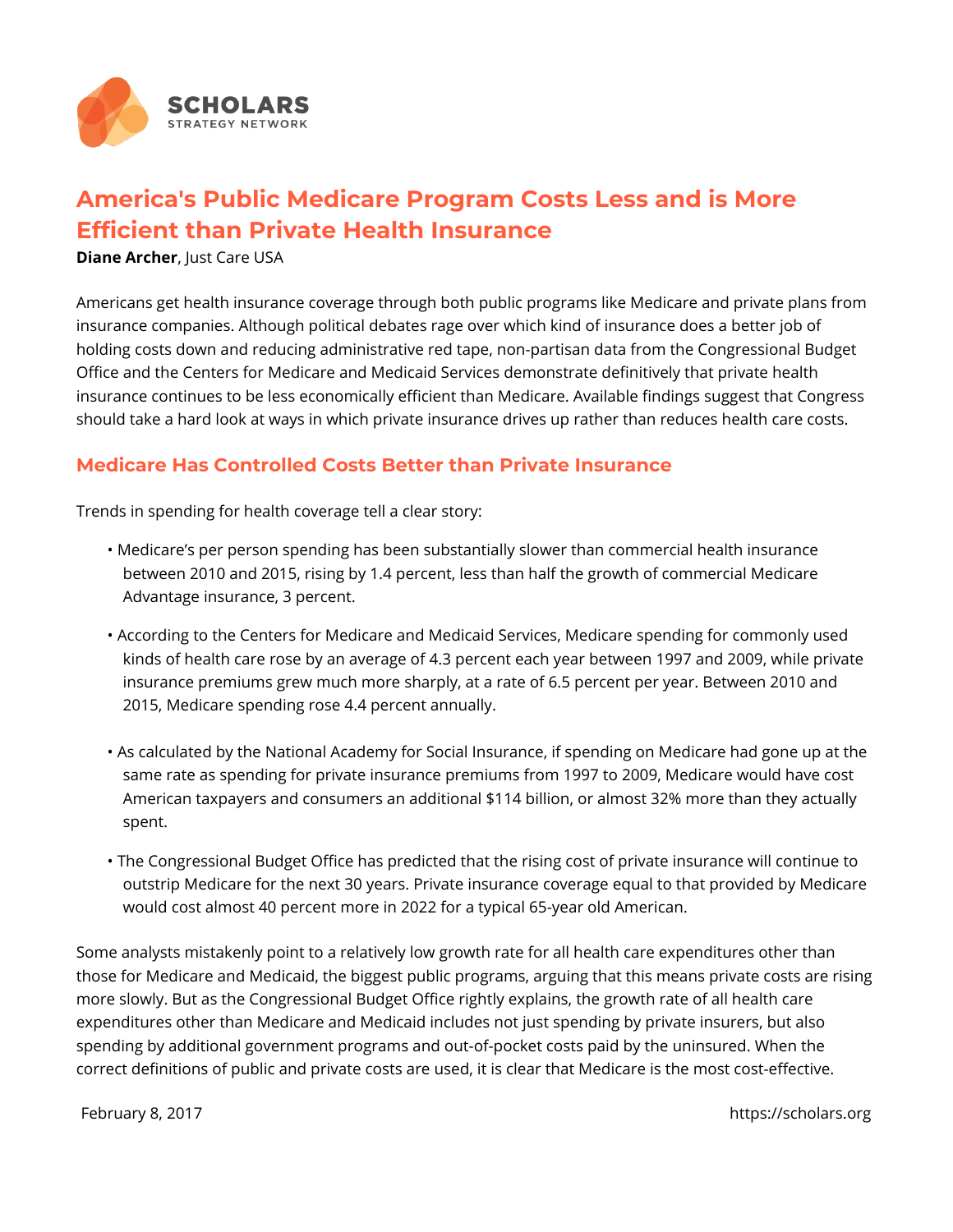SCHOLARS
STRATEGY NETWORK

# America's Public Medicare Program Costs Less and is More Efficient than Private Health Insurance

**Diane Archer**, Just Care USA

Americans get health insurance coverage through both public programs like Medicare and private plans from insurance companies. Although political debates rage over which kind of insurance does a better job of holding costs down and reducing administrative red tape, non-partisan data from the Congressional Budget Office and the Centers for Medicare and Medicaid Services demonstrate definitively that private health insurance continues to be less economically efficient than Medicare. Available findings suggest that Congress should take a hard look at ways in which private insurance drives up rather than reduces health care costs.

## Medicare Has Controlled Costs Better than Private Insurance

Trends in spending for health coverage tell a clear story:

- Medicare's per person spending has been substantially slower than commercial health insurance between 2010 and 2015, rising by 1.4 percent, less than half the growth of commercial Medicare Advantage insurance, 3 percent.
- According to the Centers for Medicare and Medicaid Services, Medicare spending for commonly used kinds of health care rose by an average of 4.3 percent each year between 1997 and 2009, while private insurance premiums grew much more sharply, at a rate of 6.5 percent per year. Between 2010 and 2015, Medicare spending rose 4.4 percent annually.
- As calculated by the National Academy for Social Insurance, if spending on Medicare had gone up at the same rate as spending for private insurance premiums from 1997 to 2009, Medicare would have cost American taxpayers and consumers an additional $114 billion, or almost 32% more than they actually spent.
- The Congressional Budget Office has predicted that the rising cost of private insurance will continue to outstrip Medicare for the next 30 years. Private insurance coverage equal to that provided by Medicare would cost almost 40 percent more in 2022 for a typical 65-year old American.

Some analysts mistakenly point to a relatively low growth rate for all health care expenditures other than those for Medicare and Medicaid, the biggest public programs, arguing that this means private costs are rising more slowly. But as the Congressional Budget Office rightly explains, the growth rate of all health care expenditures other than Medicare and Medicaid includes not just spending by private insurers, but also spending by additional government programs and out-of-pocket costs paid by the uninsured. When the correct definitions of public and private costs are used, it is clear that Medicare is the most cost-effective.

February 8, 2017 https://scholars.org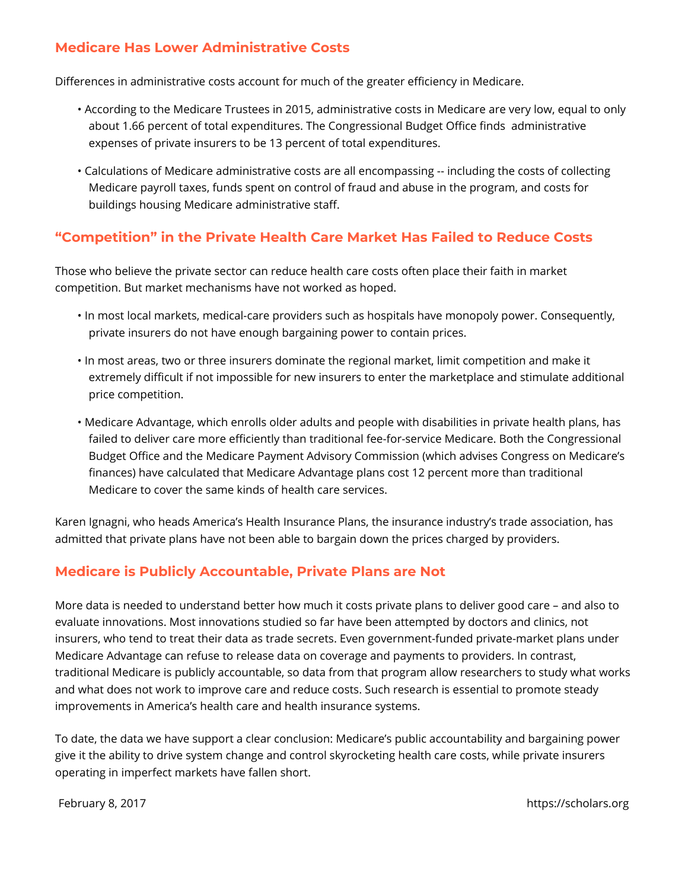## Medicare Has Lower Administrative Costs

Differences in administrative costs account for much of the greater efficiency in Medicare.

- According to the Medicare Trustees in 2015, administrative costs in Medicare are very low, equal to only about 1.66 percent of total expenditures. The Congressional Budget Office finds administrative expenses of private insurers to be 13 percent of total expenditures.
- Calculations of Medicare administrative costs are all encompassing -- including the costs of collecting Medicare payroll taxes, funds spent on control of fraud and abuse in the program, and costs for buildings housing Medicare administrative staff.

## "Competition" in the Private Health Care Market Has Failed to Reduce Costs

Those who believe the private sector can reduce health care costs often place their faith in market competition. But market mechanisms have not worked as hoped.

- In most local markets, medical-care providers such as hospitals have monopoly power. Consequently, private insurers do not have enough bargaining power to contain prices.
- In most areas, two or three insurers dominate the regional market, limit competition and make it extremely difficult if not impossible for new insurers to enter the marketplace and stimulate additional price competition.
- Medicare Advantage, which enrolls older adults and people with disabilities in private health plans, has failed to deliver care more efficiently than traditional fee-for-service Medicare. Both the Congressional Budget Office and the Medicare Payment Advisory Commission (which advises Congress on Medicare's finances) have calculated that Medicare Advantage plans cost 12 percent more than traditional Medicare to cover the same kinds of health care services.

Karen Ignagni, who heads America's Health Insurance Plans, the insurance industry's trade association, has admitted that private plans have not been able to bargain down the prices charged by providers.

## Medicare is Publicly Accountable, Private Plans are Not

More data is needed to understand better how much it costs private plans to deliver good care – and also to evaluate innovations. Most innovations studied so far have been attempted by doctors and clinics, not insurers, who tend to treat their data as trade secrets. Even government-funded private-market plans under Medicare Advantage can refuse to release data on coverage and payments to providers. In contrast, traditional Medicare is publicly accountable, so data from that program allow researchers to study what works and what does not work to improve care and reduce costs. Such research is essential to promote steady improvements in America's health care and health insurance systems.

To date, the data we have support a clear conclusion: Medicare's public accountability and bargaining power give it the ability to drive system change and control skyrocketing health care costs, while private insurers operating in imperfect markets have fallen short.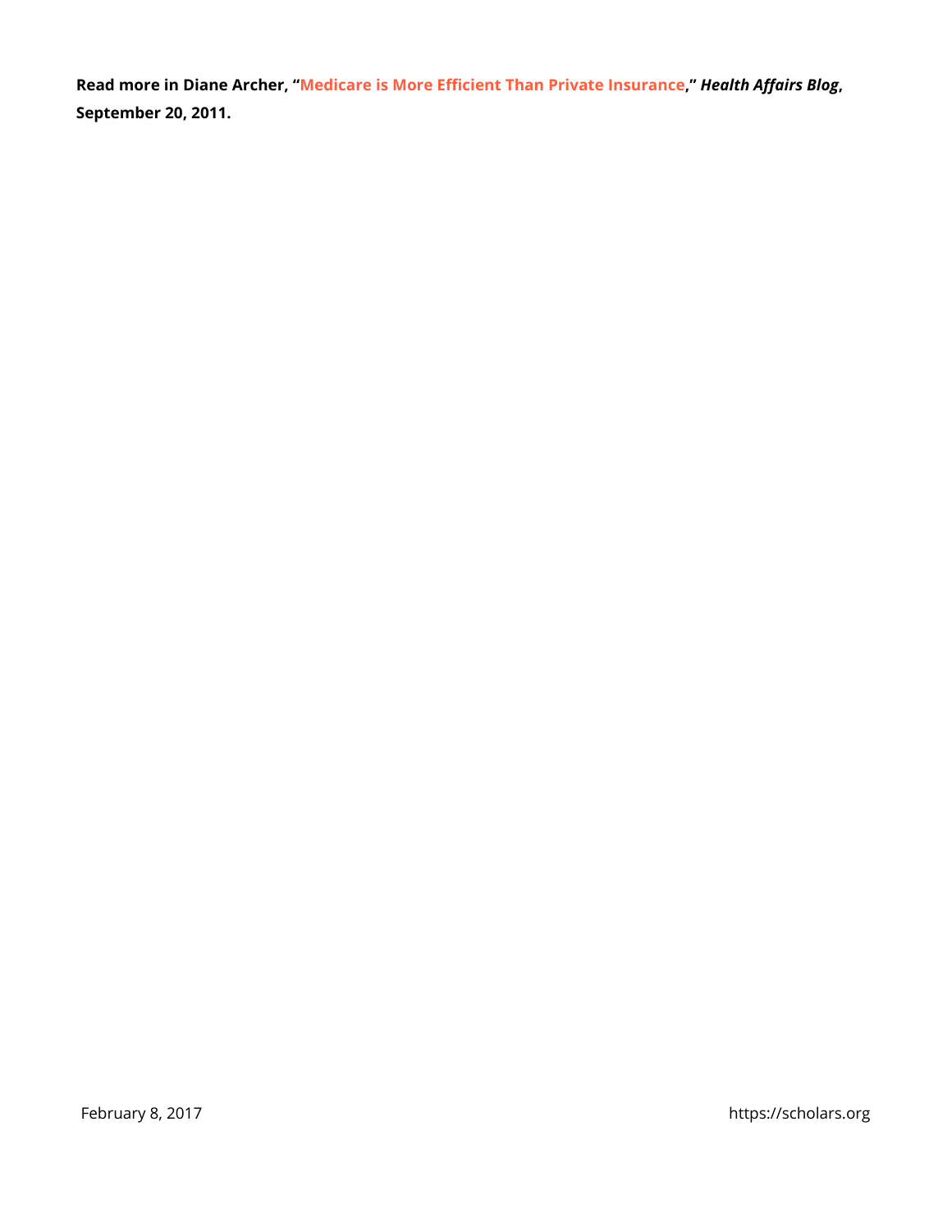**Read more in Diane Archer, "Medicare is More Efficient Than Private Insurance," *Health Affairs Blog*, September 20, 2011.**